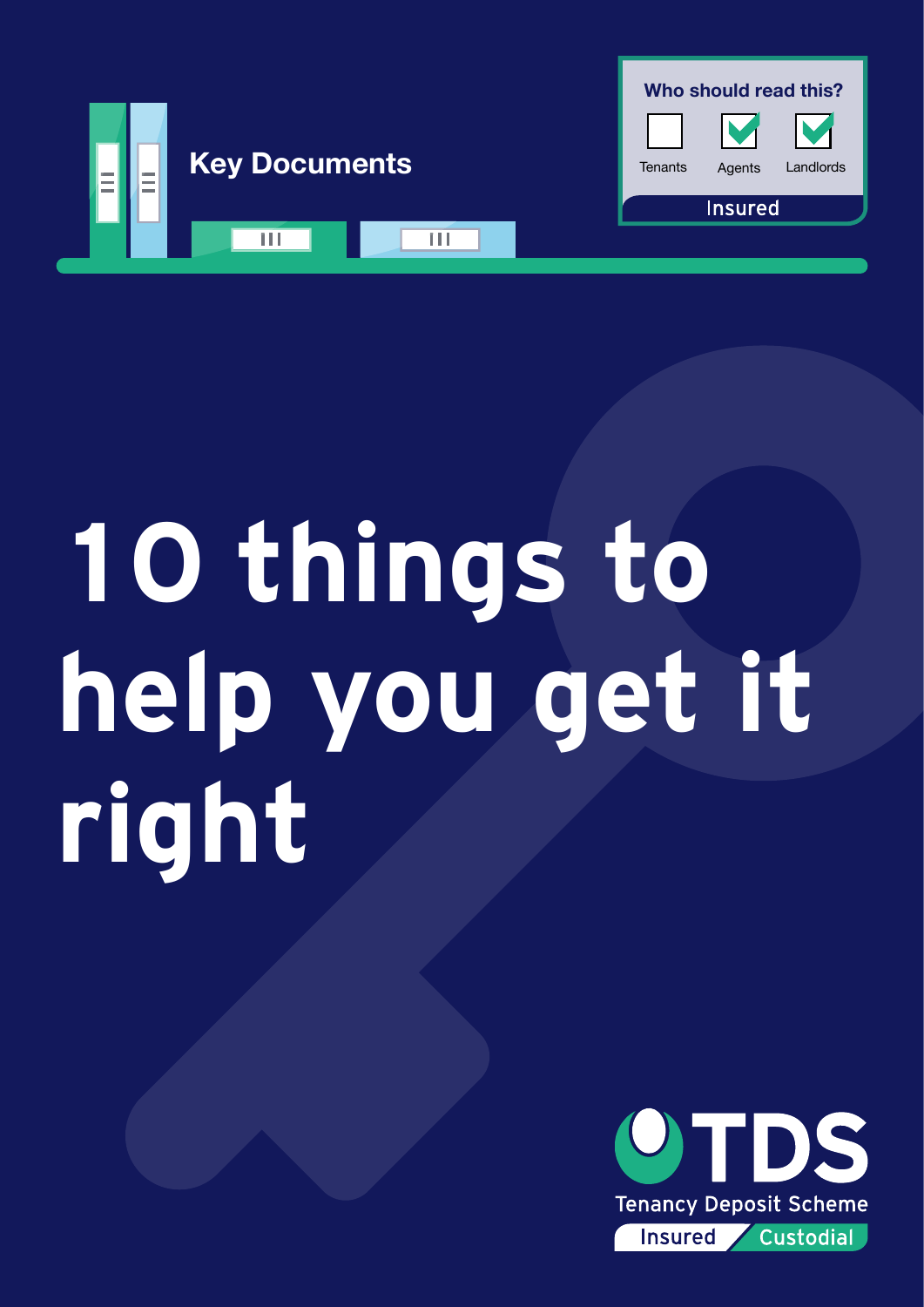Key Documents

**Who should read this?**

- [ ] Tenants
- [x] Agents
- [x] Landlords

Insured

# 10 things to help you get it right

TDS

Tenancy Deposit Scheme

Insured / Custodial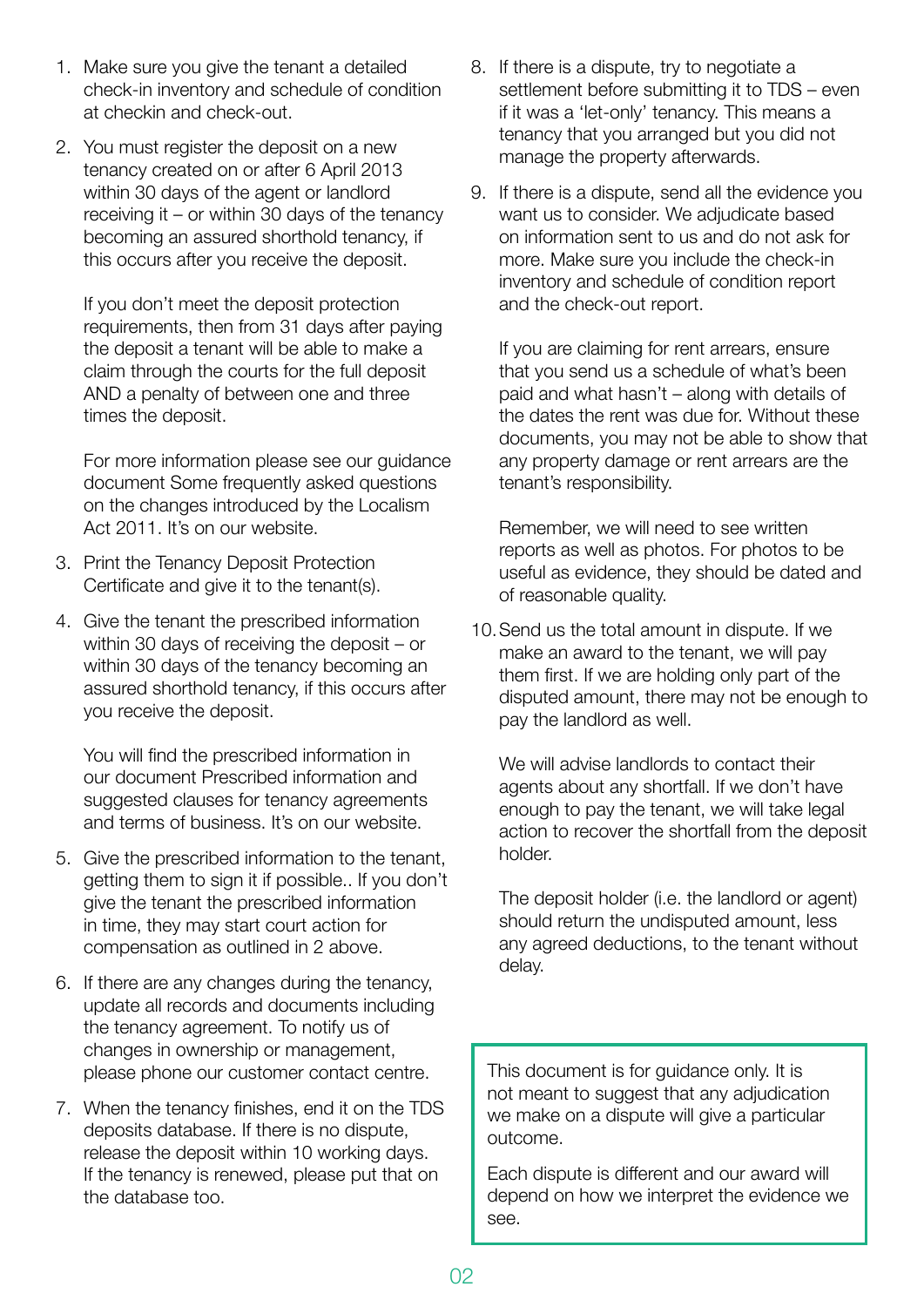1. Make sure you give the tenant a detailed check-in inventory and schedule of condition at checkin and check-out.
2. You must register the deposit on a new tenancy created on or after 6 April 2013 within 30 days of the agent or landlord receiving it – or within 30 days of the tenancy becoming an assured shorthold tenancy, if this occurs after you receive the deposit.

   If you don't meet the deposit protection requirements, then from 31 days after paying the deposit a tenant will be able to make a claim through the courts for the full deposit AND a penalty of between one and three times the deposit.

   For more information please see our guidance document Some frequently asked questions on the changes introduced by the Localism Act 2011. It's on our website.
3. Print the Tenancy Deposit Protection Certificate and give it to the tenant(s).
4. Give the tenant the prescribed information within 30 days of receiving the deposit – or within 30 days of the tenancy becoming an assured shorthold tenancy, if this occurs after you receive the deposit.

   You will find the prescribed information in our document Prescribed information and suggested clauses for tenancy agreements and terms of business. It's on our website.
5. Give the prescribed information to the tenant, getting them to sign it if possible.. If you don't give the tenant the prescribed information in time, they may start court action for compensation as outlined in 2 above.
6. If there are any changes during the tenancy, update all records and documents including the tenancy agreement. To notify us of changes in ownership or management, please phone our customer contact centre.
7. When the tenancy finishes, end it on the TDS deposits database. If there is no dispute, release the deposit within 10 working days. If the tenancy is renewed, please put that on the database too.
8. If there is a dispute, try to negotiate a settlement before submitting it to TDS – even if it was a 'let-only' tenancy. This means a tenancy that you arranged but you did not manage the property afterwards.
9. If there is a dispute, send all the evidence you want us to consider. We adjudicate based on information sent to us and do not ask for more. Make sure you include the check-in inventory and schedule of condition report and the check-out report.

   If you are claiming for rent arrears, ensure that you send us a schedule of what's been paid and what hasn't – along with details of the dates the rent was due for. Without these documents, you may not be able to show that any property damage or rent arrears are the tenant's responsibility.

   Remember, we will need to see written reports as well as photos. For photos to be useful as evidence, they should be dated and of reasonable quality.
10. Send us the total amount in dispute. If we make an award to the tenant, we will pay them first. If we are holding only part of the disputed amount, there may not be enough to pay the landlord as well.

    We will advise landlords to contact their agents about any shortfall. If we don't have enough to pay the tenant, we will take legal action to recover the shortfall from the deposit holder.

    The deposit holder (i.e. the landlord or agent) should return the undisputed amount, less any agreed deductions, to the tenant without delay.

This document is for guidance only. It is not meant to suggest that any adjudication we make on a dispute will give a particular outcome.

Each dispute is different and our award will depend on how we interpret the evidence we see.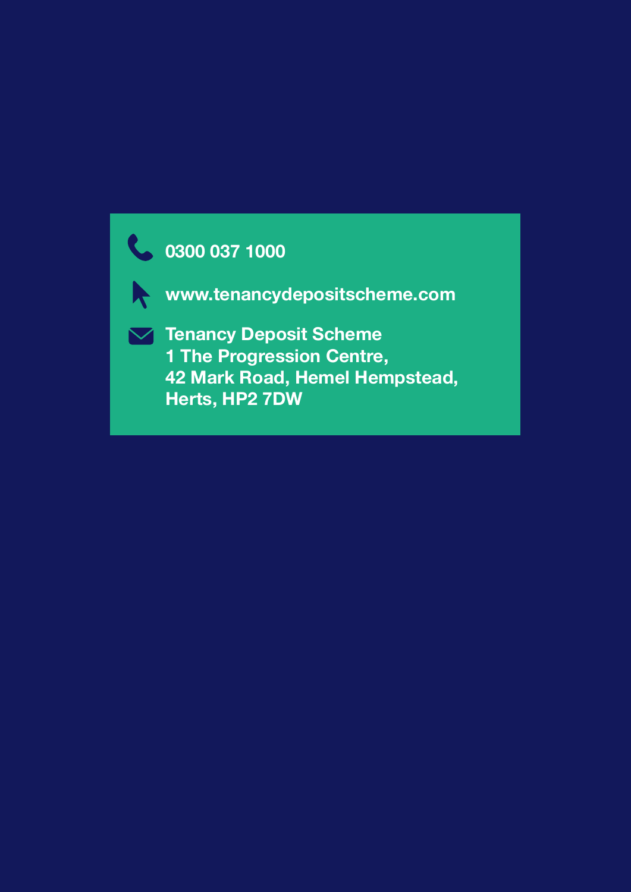0300 037 1000

www.tenancydepositscheme.com

Tenancy Deposit Scheme
1 The Progression Centre,
42 Mark Road, Hemel Hempstead,
Herts, HP2 7DW